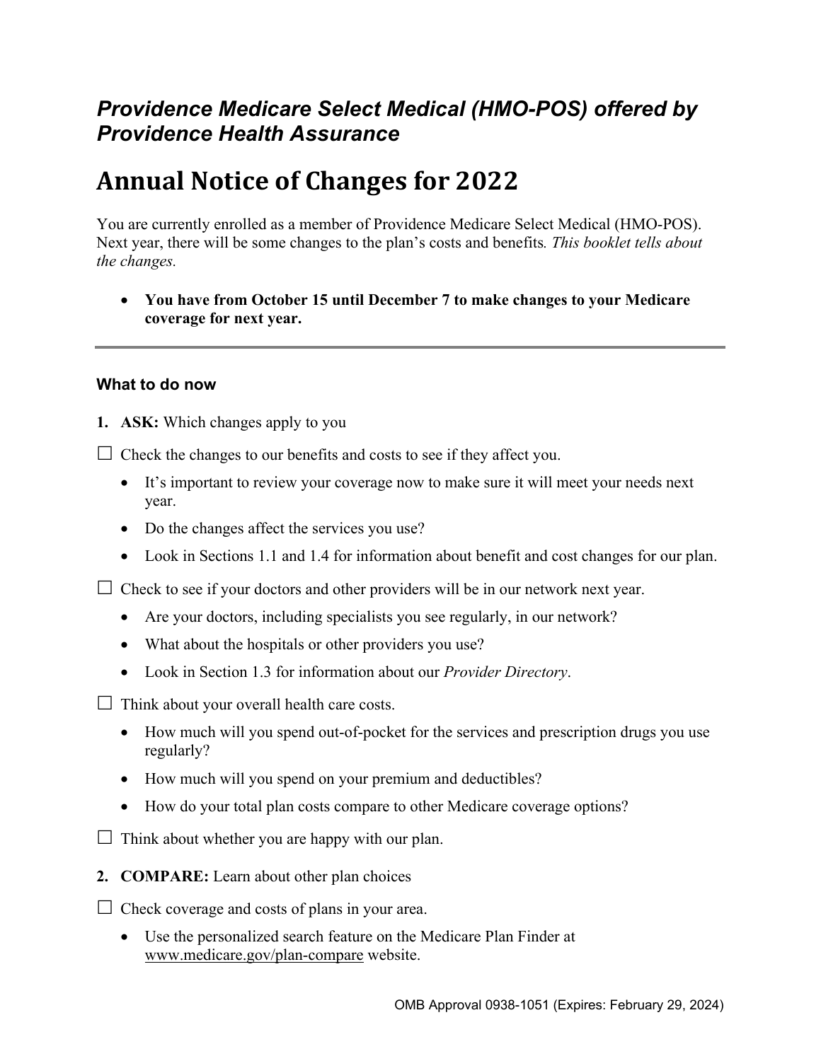***Providence Medicare Select Medical (HMO-POS) offered by Providence Health Assurance***

# Annual Notice of Changes for 2022

You are currently enrolled as a member of Providence Medicare Select Medical (HMO-POS). Next year, there will be some changes to the plan's costs and benefits. *This booklet tells about the changes.*

- **You have from October 15 until December 7 to make changes to your Medicare coverage for next year.**

---

### What to do now

1. **ASK:** Which changes apply to you

☐ Check the changes to our benefits and costs to see if they affect you.

- It's important to review your coverage now to make sure it will meet your needs next year.
- Do the changes affect the services you use?
- Look in Sections 1.1 and 1.4 for information about benefit and cost changes for our plan.

☐ Check to see if your doctors and other providers will be in our network next year.

- Are your doctors, including specialists you see regularly, in our network?
- What about the hospitals or other providers you use?
- Look in Section 1.3 for information about our *Provider Directory*.

☐ Think about your overall health care costs.

- How much will you spend out-of-pocket for the services and prescription drugs you use regularly?
- How much will you spend on your premium and deductibles?
- How do your total plan costs compare to other Medicare coverage options?

☐ Think about whether you are happy with our plan.

2. **COMPARE:** Learn about other plan choices

☐ Check coverage and costs of plans in your area.

- Use the personalized search feature on the Medicare Plan Finder at www.medicare.gov/plan-compare website.

OMB Approval 0938-1051 (Expires: February 29, 2024)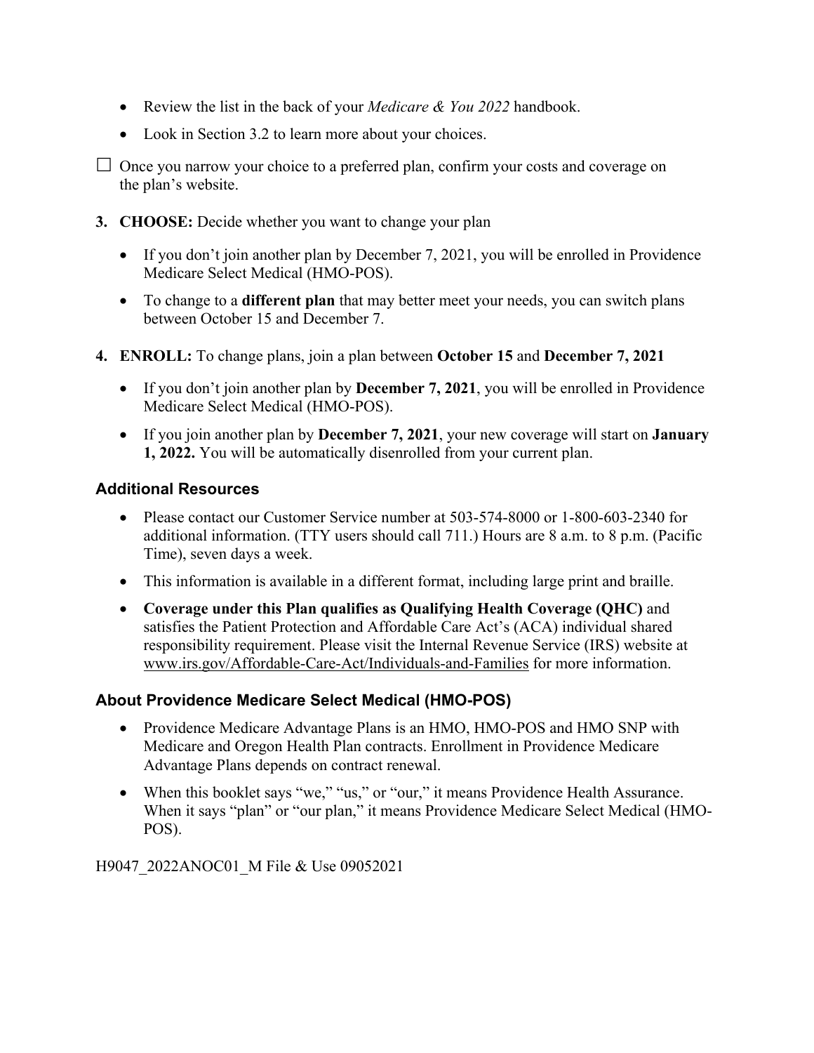- Review the list in the back of your *Medicare & You 2022* handbook.
- Look in Section 3.2 to learn more about your choices.

☐ Once you narrow your choice to a preferred plan, confirm your costs and coverage on the plan's website.

3. **CHOOSE:** Decide whether you want to change your plan
   - If you don't join another plan by December 7, 2021, you will be enrolled in Providence Medicare Select Medical (HMO-POS).
   - To change to a **different plan** that may better meet your needs, you can switch plans between October 15 and December 7.

4. **ENROLL:** To change plans, join a plan between **October 15** and **December 7, 2021**
   - If you don't join another plan by **December 7, 2021**, you will be enrolled in Providence Medicare Select Medical (HMO-POS).
   - If you join another plan by **December 7, 2021**, your new coverage will start on **January 1, 2022.** You will be automatically disenrolled from your current plan.

### Additional Resources

- Please contact our Customer Service number at 503-574-8000 or 1-800-603-2340 for additional information. (TTY users should call 711.) Hours are 8 a.m. to 8 p.m. (Pacific Time), seven days a week.
- This information is available in a different format, including large print and braille.
- **Coverage under this Plan qualifies as Qualifying Health Coverage (QHC)** and satisfies the Patient Protection and Affordable Care Act's (ACA) individual shared responsibility requirement. Please visit the Internal Revenue Service (IRS) website at www.irs.gov/Affordable-Care-Act/Individuals-and-Families for more information.

### About Providence Medicare Select Medical (HMO-POS)

- Providence Medicare Advantage Plans is an HMO, HMO-POS and HMO SNP with Medicare and Oregon Health Plan contracts. Enrollment in Providence Medicare Advantage Plans depends on contract renewal.
- When this booklet says "we," "us," or "our," it means Providence Health Assurance. When it says "plan" or "our plan," it means Providence Medicare Select Medical (HMO-POS).

H9047_2022ANOC01_M File & Use 09052021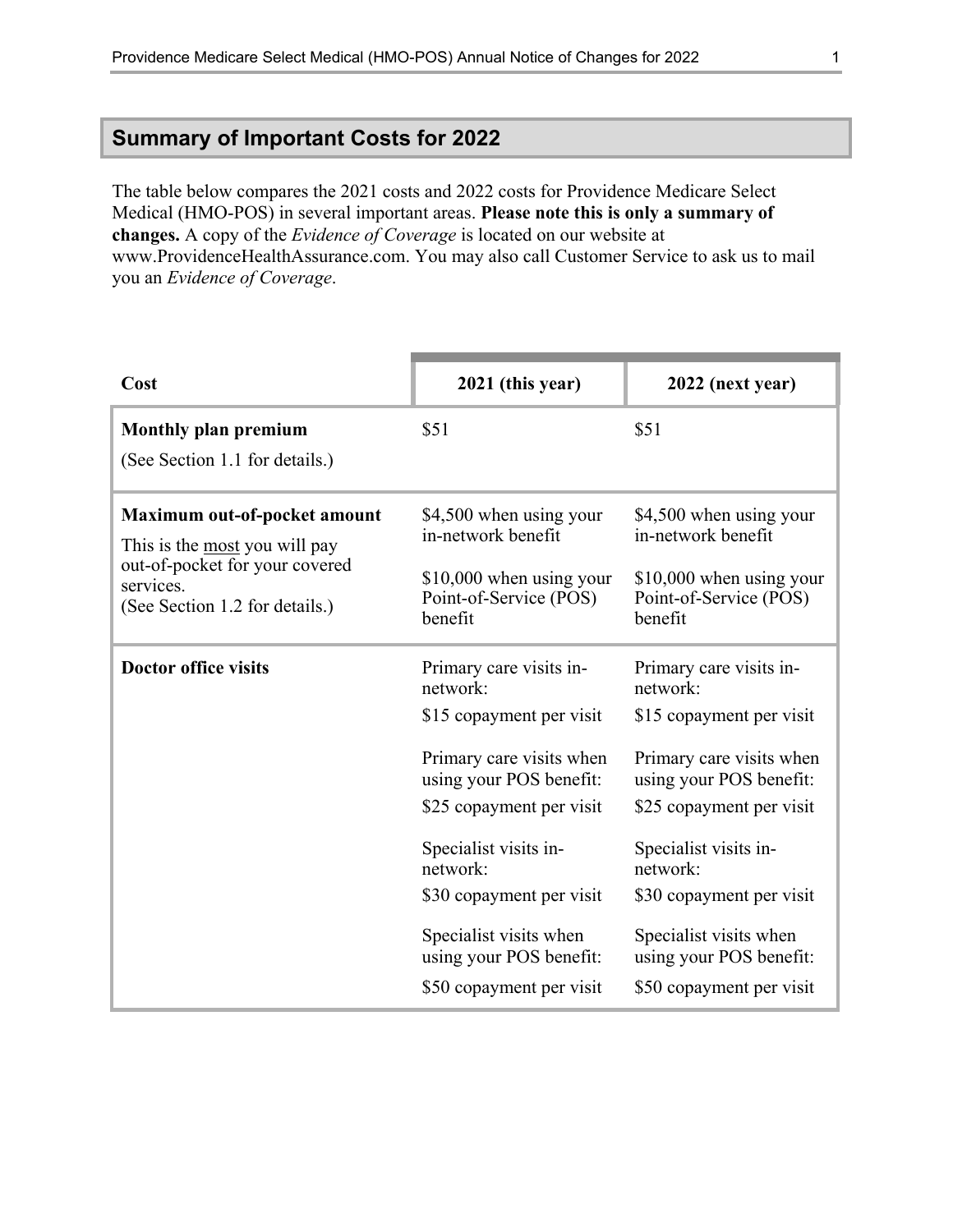## Summary of Important Costs for 2022

The table below compares the 2021 costs and 2022 costs for Providence Medicare Select Medical (HMO-POS) in several important areas. **Please note this is only a summary of changes.** A copy of the *Evidence of Coverage* is located on our website at www.ProvidenceHealthAssurance.com. You may also call Customer Service to ask us to mail you an *Evidence of Coverage*.

| Cost | 2021 (this year) | 2022 (next year) |
|---|---|---|
| **Monthly plan premium**<br>(See Section 1.1 for details.) | $51 | $51 |
| **Maximum out-of-pocket amount**<br>This is the most you will pay out-of-pocket for your covered services.<br>(See Section 1.2 for details.) | $4,500 when using your in-network benefit<br><br>$10,000 when using your Point-of-Service (POS) benefit | $4,500 when using your in-network benefit<br><br>$10,000 when using your Point-of-Service (POS) benefit |
| **Doctor office visits** | Primary care visits in-network:<br>$15 copayment per visit<br><br>Primary care visits when using your POS benefit:<br>$25 copayment per visit<br><br>Specialist visits in-network:<br>$30 copayment per visit<br><br>Specialist visits when using your POS benefit:<br>$50 copayment per visit | Primary care visits in-network:<br>$15 copayment per visit<br><br>Primary care visits when using your POS benefit:<br>$25 copayment per visit<br><br>Specialist visits in-network:<br>$30 copayment per visit<br><br>Specialist visits when using your POS benefit:<br>$50 copayment per visit |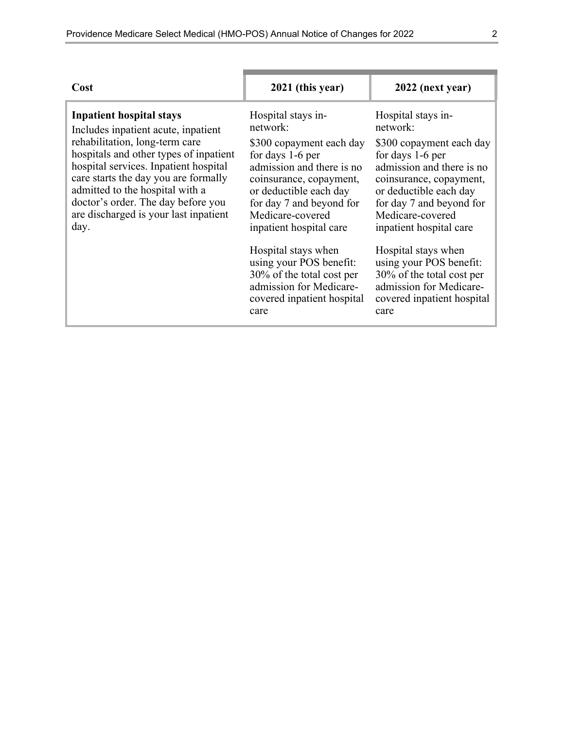| Cost | 2021 (this year) | 2022 (next year) |
| --- | --- | --- |
| **Inpatient hospital stays**<br>Includes inpatient acute, inpatient rehabilitation, long-term care hospitals and other types of inpatient hospital services. Inpatient hospital care starts the day you are formally admitted to the hospital with a doctor's order. The day before you are discharged is your last inpatient day. | Hospital stays in-network:<br>$300 copayment each day for days 1-6 per admission and there is no coinsurance, copayment, or deductible each day for day 7 and beyond for Medicare-covered inpatient hospital care<br><br>Hospital stays when using your POS benefit: 30% of the total cost per admission for Medicare-covered inpatient hospital care | Hospital stays in-network:<br>$300 copayment each day for days 1-6 per admission and there is no coinsurance, copayment, or deductible each day for day 7 and beyond for Medicare-covered inpatient hospital care<br><br>Hospital stays when using your POS benefit: 30% of the total cost per admission for Medicare-covered inpatient hospital care |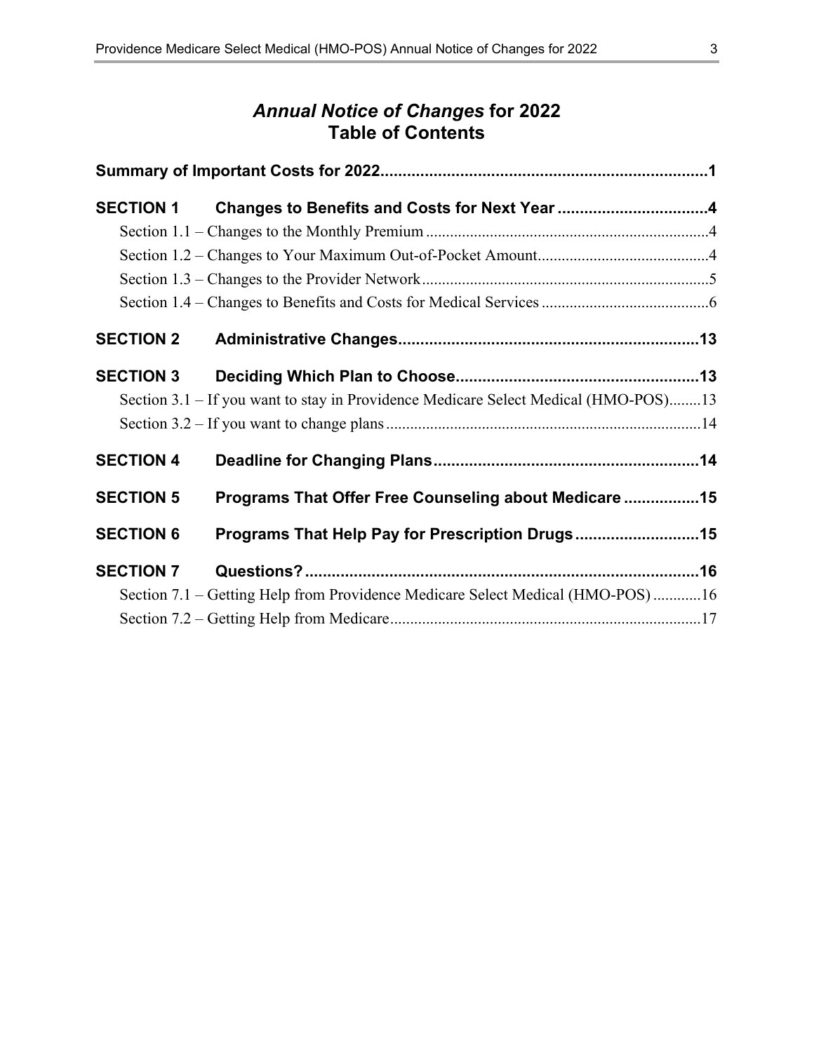# *Annual Notice of Changes* for 2022
## Table of Contents

**Summary of Important Costs for 2022** .......... **1**

**SECTION 1 Changes to Benefits and Costs for Next Year** .......... **4**
- Section 1.1 – Changes to the Monthly Premium .......... 4
- Section 1.2 – Changes to Your Maximum Out-of-Pocket Amount .......... 4
- Section 1.3 – Changes to the Provider Network .......... 5
- Section 1.4 – Changes to Benefits and Costs for Medical Services .......... 6

**SECTION 2 Administrative Changes** .......... **13**

**SECTION 3 Deciding Which Plan to Choose** .......... **13**
- Section 3.1 – If you want to stay in Providence Medicare Select Medical (HMO-POS) .......... 13
- Section 3.2 – If you want to change plans .......... 14

**SECTION 4 Deadline for Changing Plans** .......... **14**

**SECTION 5 Programs That Offer Free Counseling about Medicare** .......... **15**

**SECTION 6 Programs That Help Pay for Prescription Drugs** .......... **15**

**SECTION 7 Questions?** .......... **16**
- Section 7.1 – Getting Help from Providence Medicare Select Medical (HMO-POS) .......... 16
- Section 7.2 – Getting Help from Medicare .......... 17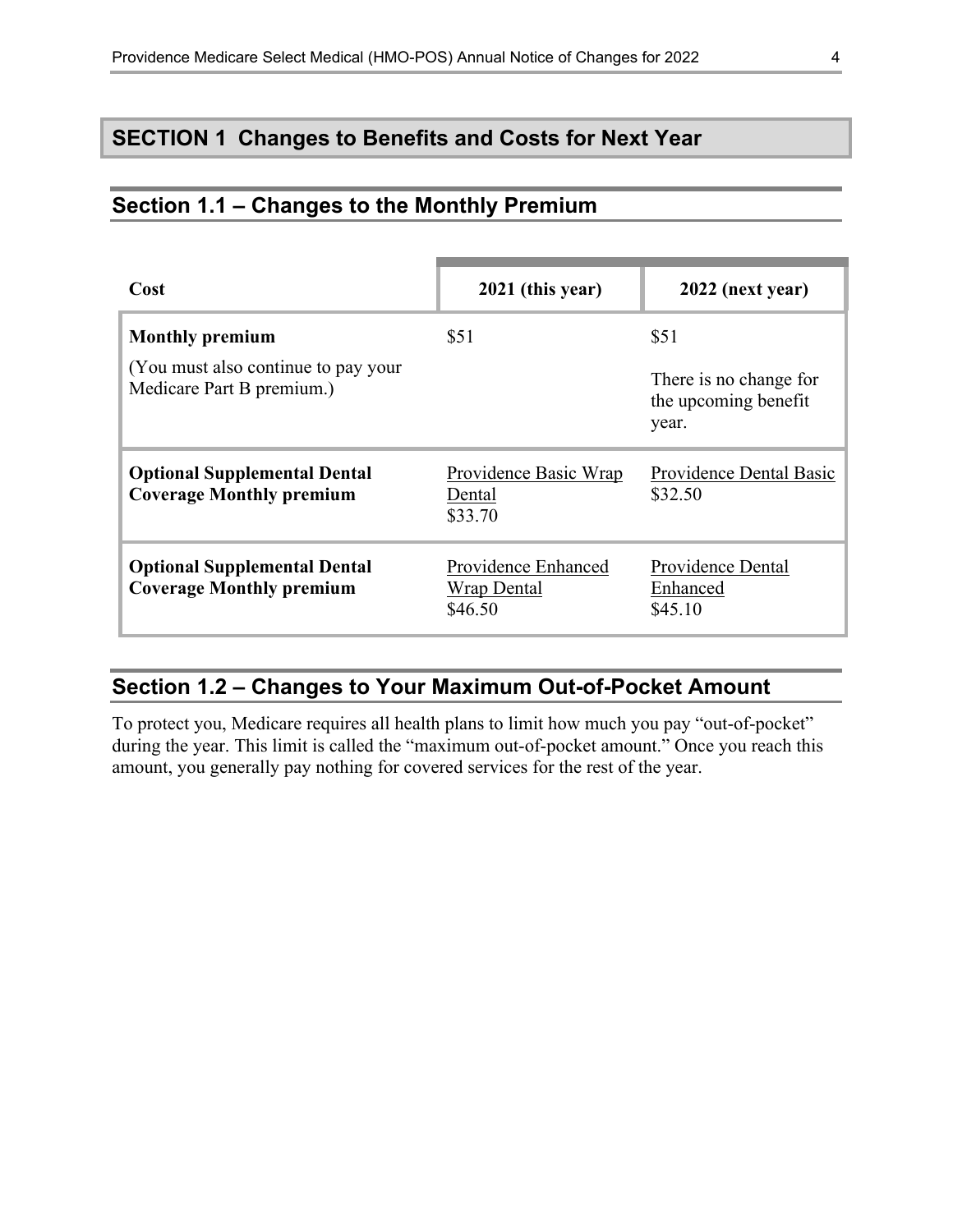# SECTION 1 Changes to Benefits and Costs for Next Year

## Section 1.1 – Changes to the Monthly Premium

| Cost | 2021 (this year) | 2022 (next year) |
|---|---|---|
| **Monthly premium**<br>(You must also continue to pay your Medicare Part B premium.) | $51 | $51<br>There is no change for the upcoming benefit year. |
| **Optional Supplemental Dental Coverage Monthly premium** | Providence Basic Wrap Dental<br>$33.70 | Providence Dental Basic<br>$32.50 |
| **Optional Supplemental Dental Coverage Monthly premium** | Providence Enhanced Wrap Dental<br>$46.50 | Providence Dental Enhanced<br>$45.10 |

## Section 1.2 – Changes to Your Maximum Out-of-Pocket Amount

To protect you, Medicare requires all health plans to limit how much you pay "out-of-pocket" during the year. This limit is called the "maximum out-of-pocket amount." Once you reach this amount, you generally pay nothing for covered services for the rest of the year.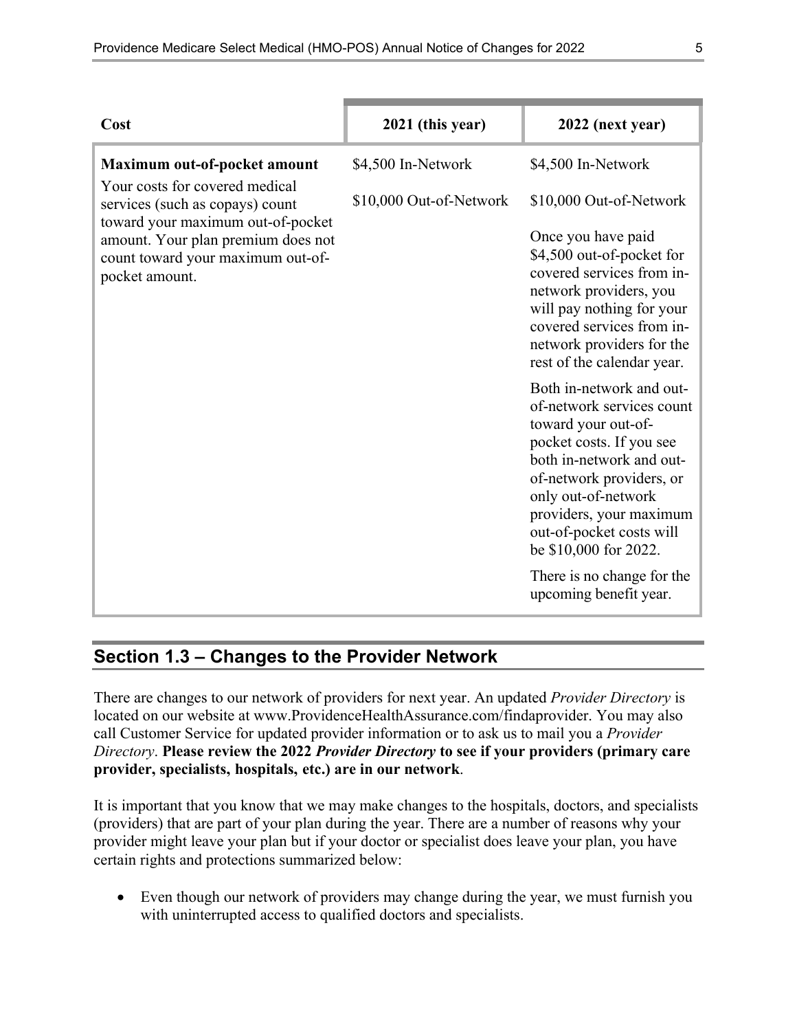| Cost | 2021 (this year) | 2022 (next year) |
|---|---|---|
| **Maximum out-of-pocket amount**<br>Your costs for covered medical services (such as copays) count toward your maximum out-of-pocket amount. Your plan premium does not count toward your maximum out-of-pocket amount. | $4,500 In-Network<br><br>$10,000 Out-of-Network | $4,500 In-Network<br><br>$10,000 Out-of-Network<br><br>Once you have paid $4,500 out-of-pocket for covered services from in-network providers, you will pay nothing for your covered services from in-network providers for the rest of the calendar year.<br><br>Both in-network and out-of-network services count toward your out-of-pocket costs. If you see both in-network and out-of-network providers, or only out-of-network providers, your maximum out-of-pocket costs will be $10,000 for 2022.<br><br>There is no change for the upcoming benefit year. |

## Section 1.3 – Changes to the Provider Network

There are changes to our network of providers for next year. An updated *Provider Directory* is located on our website at www.ProvidenceHealthAssurance.com/findaprovider. You may also call Customer Service for updated provider information or to ask us to mail you a *Provider Directory*. **Please review the 2022 *Provider Directory* to see if your providers (primary care provider, specialists, hospitals, etc.) are in our network**.

It is important that you know that we may make changes to the hospitals, doctors, and specialists (providers) that are part of your plan during the year. There are a number of reasons why your provider might leave your plan but if your doctor or specialist does leave your plan, you have certain rights and protections summarized below:

- Even though our network of providers may change during the year, we must furnish you with uninterrupted access to qualified doctors and specialists.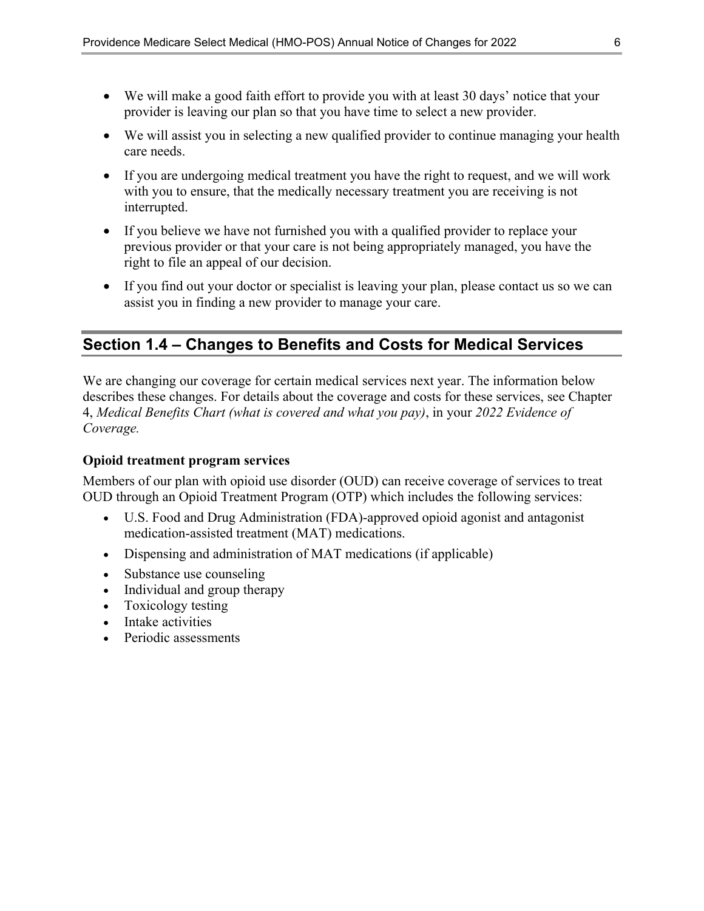- We will make a good faith effort to provide you with at least 30 days' notice that your provider is leaving our plan so that you have time to select a new provider.
- We will assist you in selecting a new qualified provider to continue managing your health care needs.
- If you are undergoing medical treatment you have the right to request, and we will work with you to ensure, that the medically necessary treatment you are receiving is not interrupted.
- If you believe we have not furnished you with a qualified provider to replace your previous provider or that your care is not being appropriately managed, you have the right to file an appeal of our decision.
- If you find out your doctor or specialist is leaving your plan, please contact us so we can assist you in finding a new provider to manage your care.

## Section 1.4 – Changes to Benefits and Costs for Medical Services

We are changing our coverage for certain medical services next year. The information below describes these changes. For details about the coverage and costs for these services, see Chapter 4, *Medical Benefits Chart (what is covered and what you pay)*, in your *2022 Evidence of Coverage.*

**Opioid treatment program services**

Members of our plan with opioid use disorder (OUD) can receive coverage of services to treat OUD through an Opioid Treatment Program (OTP) which includes the following services:

- U.S. Food and Drug Administration (FDA)-approved opioid agonist and antagonist medication-assisted treatment (MAT) medications.
- Dispensing and administration of MAT medications (if applicable)
- Substance use counseling
- Individual and group therapy
- Toxicology testing
- Intake activities
- Periodic assessments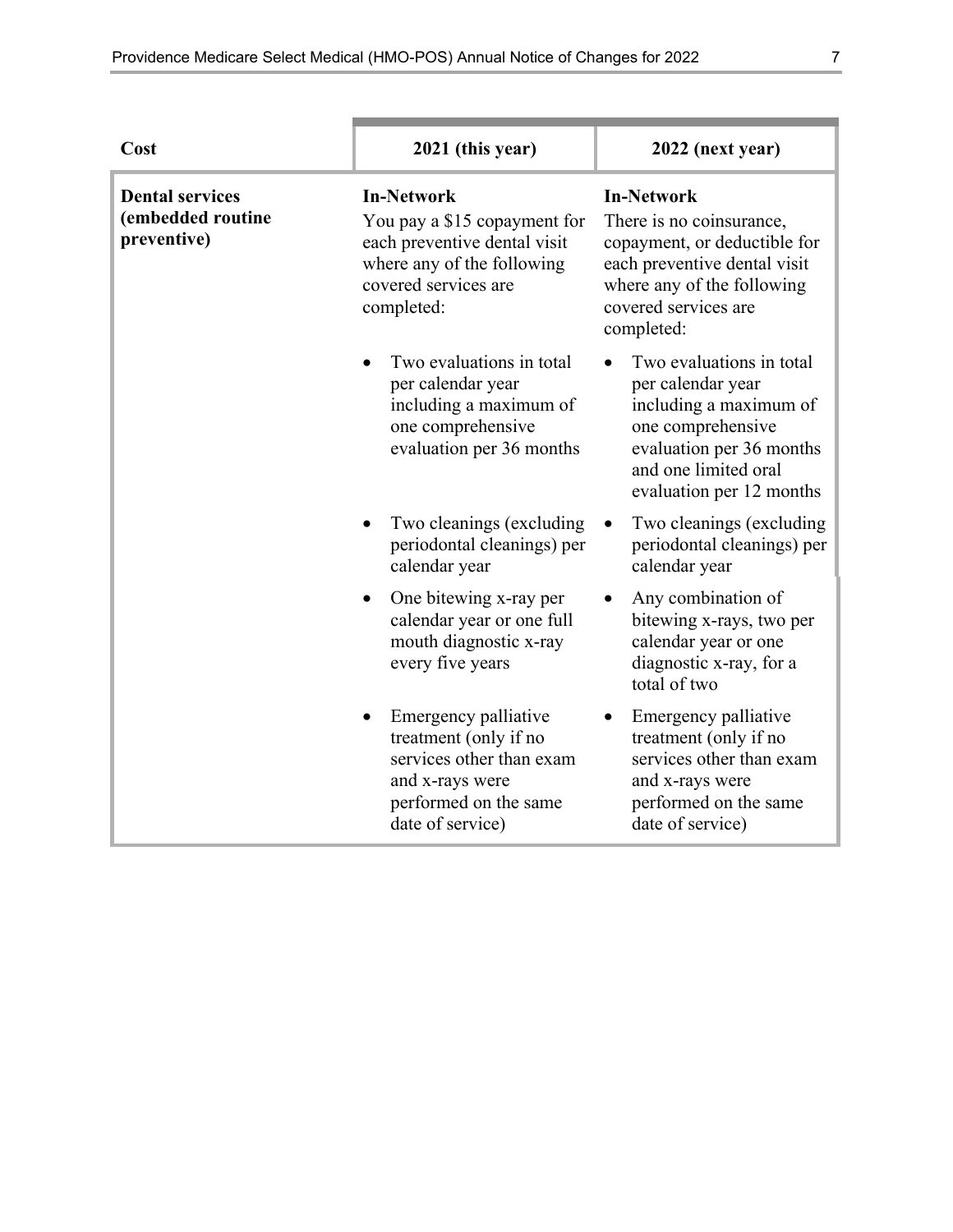| Cost | 2021 (this year) | 2022 (next year) |
|---|---|---|
| **Dental services (embedded routine preventive)** | **In-Network**<br>You pay a $15 copayment for each preventive dental visit where any of the following covered services are completed:<br>• Two evaluations in total per calendar year including a maximum of one comprehensive evaluation per 36 months<br>• Two cleanings (excluding periodontal cleanings) per calendar year<br>• One bitewing x-ray per calendar year or one full mouth diagnostic x-ray every five years<br>• Emergency palliative treatment (only if no services other than exam and x-rays were performed on the same date of service) | **In-Network**<br>There is no coinsurance, copayment, or deductible for each preventive dental visit where any of the following covered services are completed:<br>• Two evaluations in total per calendar year including a maximum of one comprehensive evaluation per 36 months and one limited oral evaluation per 12 months<br>• Two cleanings (excluding periodontal cleanings) per calendar year<br>• Any combination of bitewing x-rays, two per calendar year or one diagnostic x-ray, for a total of two<br>• Emergency palliative treatment (only if no services other than exam and x-rays were performed on the same date of service) |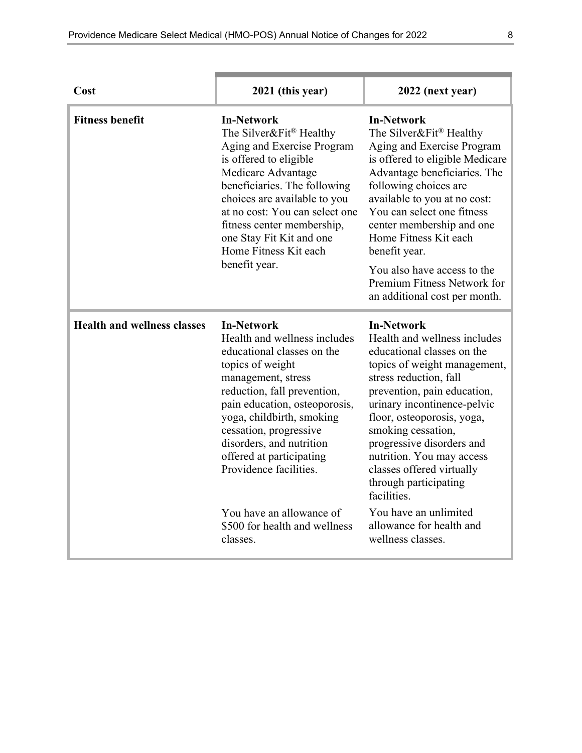| Cost | 2021 (this year) | 2022 (next year) |
|---|---|---|
| **Fitness benefit** | **In-Network**<br>The Silver&Fit® Healthy Aging and Exercise Program is offered to eligible Medicare Advantage beneficiaries. The following choices are available to you at no cost: You can select one fitness center membership, one Stay Fit Kit and one Home Fitness Kit each benefit year. | **In-Network**<br>The Silver&Fit® Healthy Aging and Exercise Program is offered to eligible Medicare Advantage beneficiaries. The following choices are available to you at no cost: You can select one fitness center membership and one Home Fitness Kit each benefit year.<br>You also have access to the Premium Fitness Network for an additional cost per month. |
| **Health and wellness classes** | **In-Network**<br>Health and wellness includes educational classes on the topics of weight management, stress reduction, fall prevention, pain education, osteoporosis, yoga, childbirth, smoking cessation, progressive disorders, and nutrition offered at participating Providence facilities.<br><br>You have an allowance of $500 for health and wellness classes. | **In-Network**<br>Health and wellness includes educational classes on the topics of weight management, stress reduction, fall prevention, pain education, urinary incontinence-pelvic floor, osteoporosis, yoga, smoking cessation, progressive disorders and nutrition. You may access classes offered virtually through participating facilities.<br><br>You have an unlimited allowance for health and wellness classes. |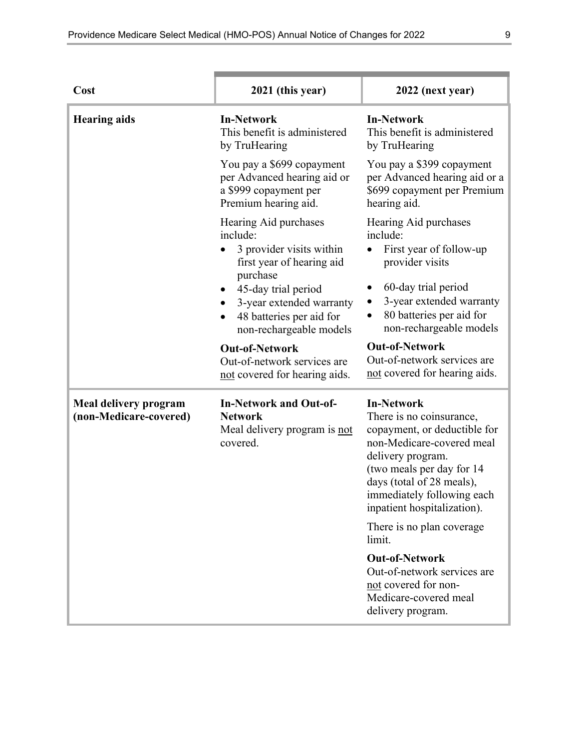| Cost | 2021 (this year) | 2022 (next year) |
|---|---|---|
| **Hearing aids** | **In-Network**<br>This benefit is administered by TruHearing<br><br>You pay a $699 copayment per Advanced hearing aid or a $999 copayment per Premium hearing aid.<br><br>Hearing Aid purchases include:<br>• 3 provider visits within first year of hearing aid purchase<br>• 45-day trial period<br>• 3-year extended warranty<br>• 48 batteries per aid for non-rechargeable models<br><br>**Out-of-Network**<br>Out-of-network services are not covered for hearing aids. | **In-Network**<br>This benefit is administered by TruHearing<br><br>You pay a $399 copayment per Advanced hearing aid or a $699 copayment per Premium hearing aid.<br><br>Hearing Aid purchases include:<br>• First year of follow-up provider visits<br>• 60-day trial period<br>• 3-year extended warranty<br>• 80 batteries per aid for non-rechargeable models<br><br>**Out-of-Network**<br>Out-of-network services are not covered for hearing aids. |
| **Meal delivery program (non-Medicare-covered)** | **In-Network and Out-of-Network**<br>Meal delivery program is not covered. | **In-Network**<br>There is no coinsurance, copayment, or deductible for non-Medicare-covered meal delivery program.<br>(two meals per day for 14 days (total of 28 meals), immediately following each inpatient hospitalization).<br><br>There is no plan coverage limit.<br><br>**Out-of-Network**<br>Out-of-network services are not covered for non-Medicare-covered meal delivery program. |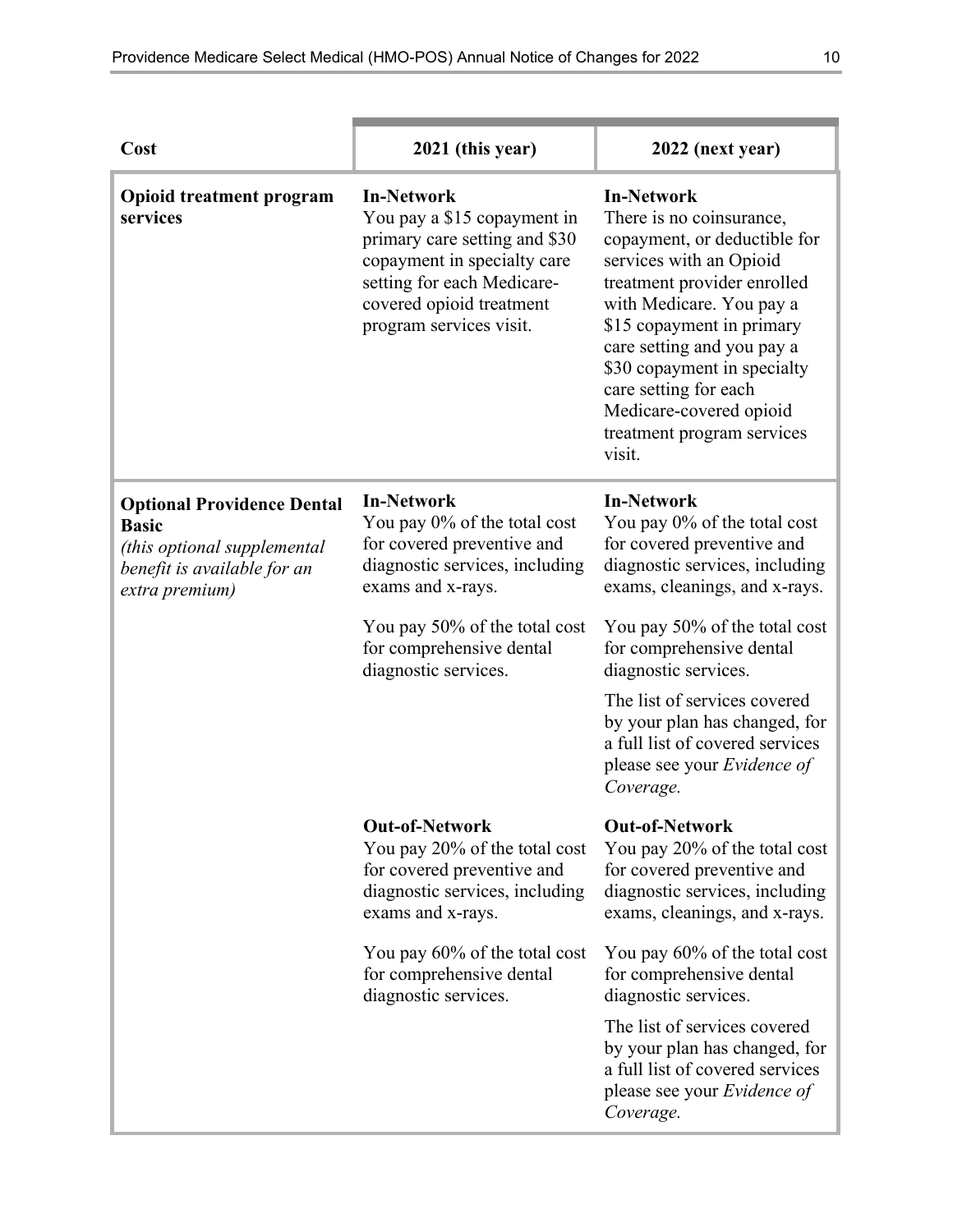| Cost | 2021 (this year) | 2022 (next year) |
|---|---|---|
| **Opioid treatment program services** | **In-Network**<br>You pay a $15 copayment in primary care setting and $30 copayment in specialty care setting for each Medicare-covered opioid treatment program services visit. | **In-Network**<br>There is no coinsurance, copayment, or deductible for services with an Opioid treatment provider enrolled with Medicare. You pay a $15 copayment in primary care setting and you pay a $30 copayment in specialty care setting for each Medicare-covered opioid treatment program services visit. |
| **Optional Providence Dental Basic**<br>*(this optional supplemental benefit is available for an extra premium)* | **In-Network**<br>You pay 0% of the total cost for covered preventive and diagnostic services, including exams and x-rays.<br><br>You pay 50% of the total cost for comprehensive dental diagnostic services.<br><br>**Out-of-Network**<br>You pay 20% of the total cost for covered preventive and diagnostic services, including exams and x-rays.<br><br>You pay 60% of the total cost for comprehensive dental diagnostic services. | **In-Network**<br>You pay 0% of the total cost for covered preventive and diagnostic services, including exams, cleanings, and x-rays.<br><br>You pay 50% of the total cost for comprehensive dental diagnostic services.<br><br>The list of services covered by your plan has changed, for a full list of covered services please see your *Evidence of Coverage.*<br><br>**Out-of-Network**<br>You pay 20% of the total cost for covered preventive and diagnostic services, including exams, cleanings, and x-rays.<br><br>You pay 60% of the total cost for comprehensive dental diagnostic services.<br><br>The list of services covered by your plan has changed, for a full list of covered services please see your *Evidence of Coverage.* |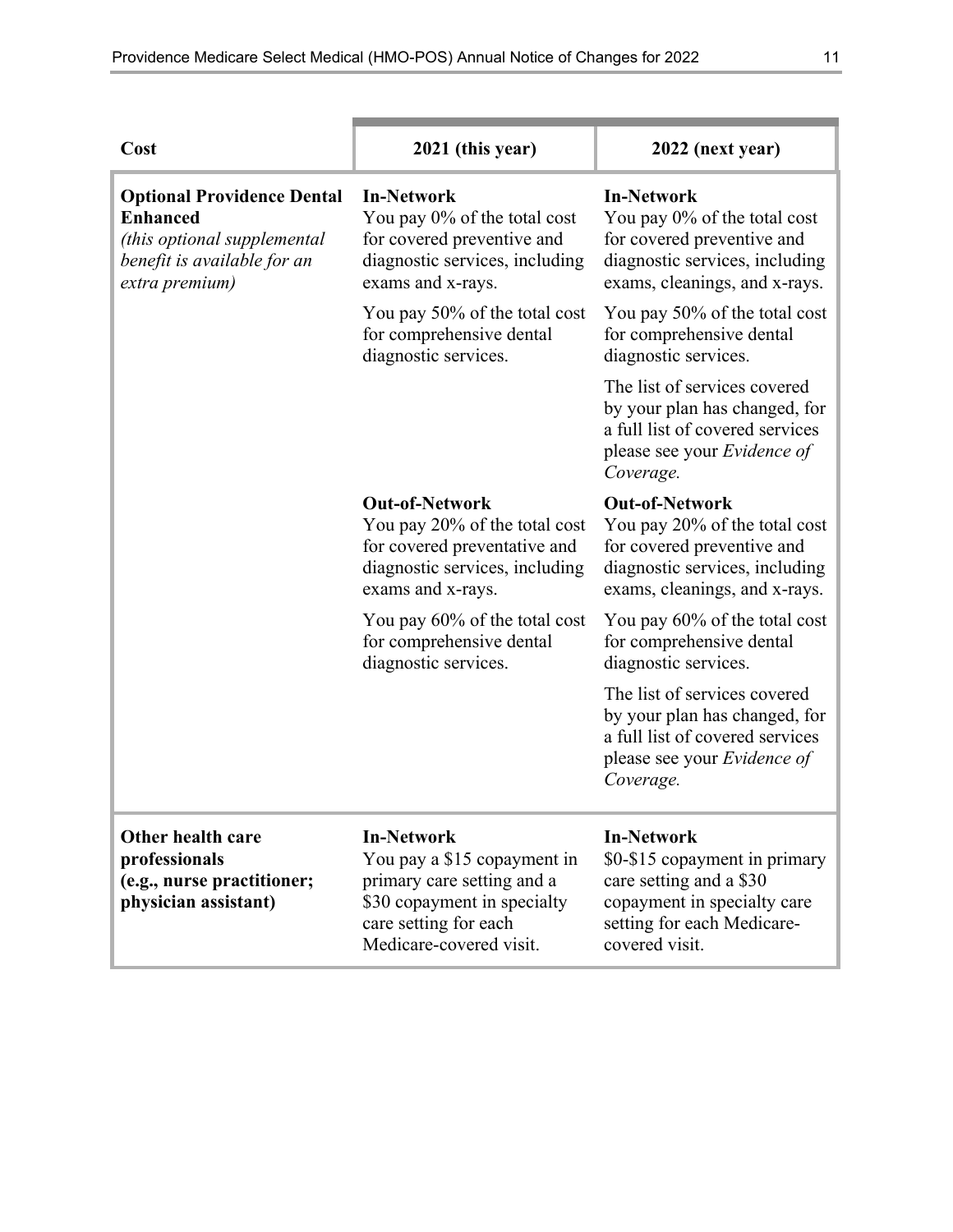| Cost | 2021 (this year) | 2022 (next year) |
|---|---|---|
| **Optional Providence Dental Enhanced** *(this optional supplemental benefit is available for an extra premium)* | **In-Network** You pay 0% of the total cost for covered preventive and diagnostic services, including exams and x-rays.<br><br>You pay 50% of the total cost for comprehensive dental diagnostic services.<br><br>**Out-of-Network** You pay 20% of the total cost for covered preventative and diagnostic services, including exams and x-rays.<br><br>You pay 60% of the total cost for comprehensive dental diagnostic services. | **In-Network** You pay 0% of the total cost for covered preventive and diagnostic services, including exams, cleanings, and x-rays.<br><br>You pay 50% of the total cost for comprehensive dental diagnostic services.<br><br>The list of services covered by your plan has changed, for a full list of covered services please see your *Evidence of Coverage.*<br><br>**Out-of-Network** You pay 20% of the total cost for covered preventive and diagnostic services, including exams, cleanings, and x-rays.<br><br>You pay 60% of the total cost for comprehensive dental diagnostic services.<br><br>The list of services covered by your plan has changed, for a full list of covered services please see your *Evidence of Coverage.* |
| **Other health care professionals (e.g., nurse practitioner; physician assistant)** | **In-Network** You pay a $15 copayment in primary care setting and a $30 copayment in specialty care setting for each Medicare-covered visit. | **In-Network** $0-$15 copayment in primary care setting and a $30 copayment in specialty care setting for each Medicare-covered visit. |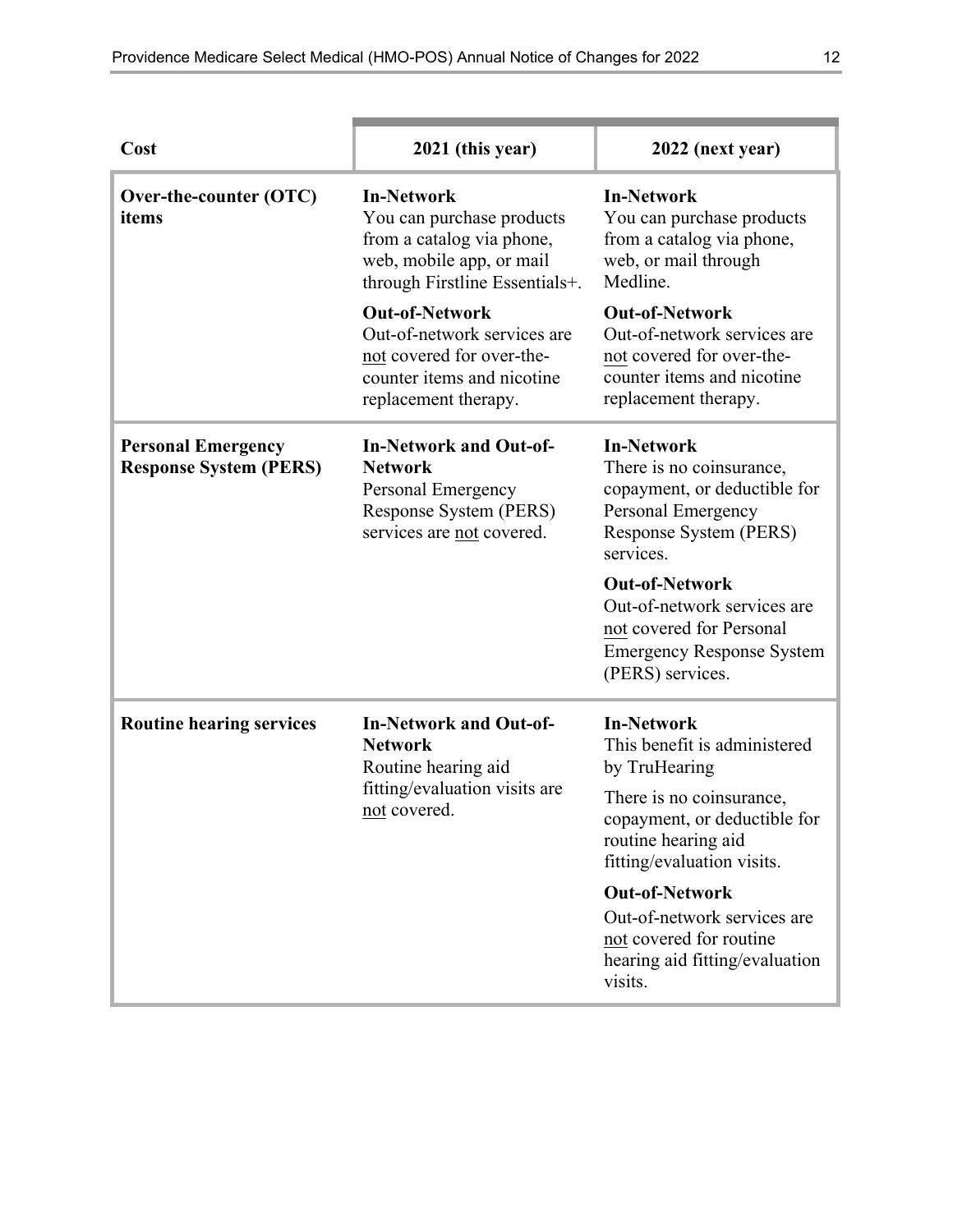| Cost | 2021 (this year) | 2022 (next year) |
|---|---|---|
| **Over-the-counter (OTC) items** | **In-Network**<br>You can purchase products from a catalog via phone, web, mobile app, or mail through Firstline Essentials+.<br><br>**Out-of-Network**<br>Out-of-network services are not covered for over-the-counter items and nicotine replacement therapy. | **In-Network**<br>You can purchase products from a catalog via phone, web, or mail through Medline.<br><br>**Out-of-Network**<br>Out-of-network services are not covered for over-the-counter items and nicotine replacement therapy. |
| **Personal Emergency Response System (PERS)** | **In-Network and Out-of-Network**<br>Personal Emergency Response System (PERS) services are not covered. | **In-Network**<br>There is no coinsurance, copayment, or deductible for Personal Emergency Response System (PERS) services.<br><br>**Out-of-Network**<br>Out-of-network services are not covered for Personal Emergency Response System (PERS) services. |
| **Routine hearing services** | **In-Network and Out-of-Network**<br>Routine hearing aid fitting/evaluation visits are not covered. | **In-Network**<br>This benefit is administered by TruHearing<br><br>There is no coinsurance, copayment, or deductible for routine hearing aid fitting/evaluation visits.<br><br>**Out-of-Network**<br>Out-of-network services are not covered for routine hearing aid fitting/evaluation visits. |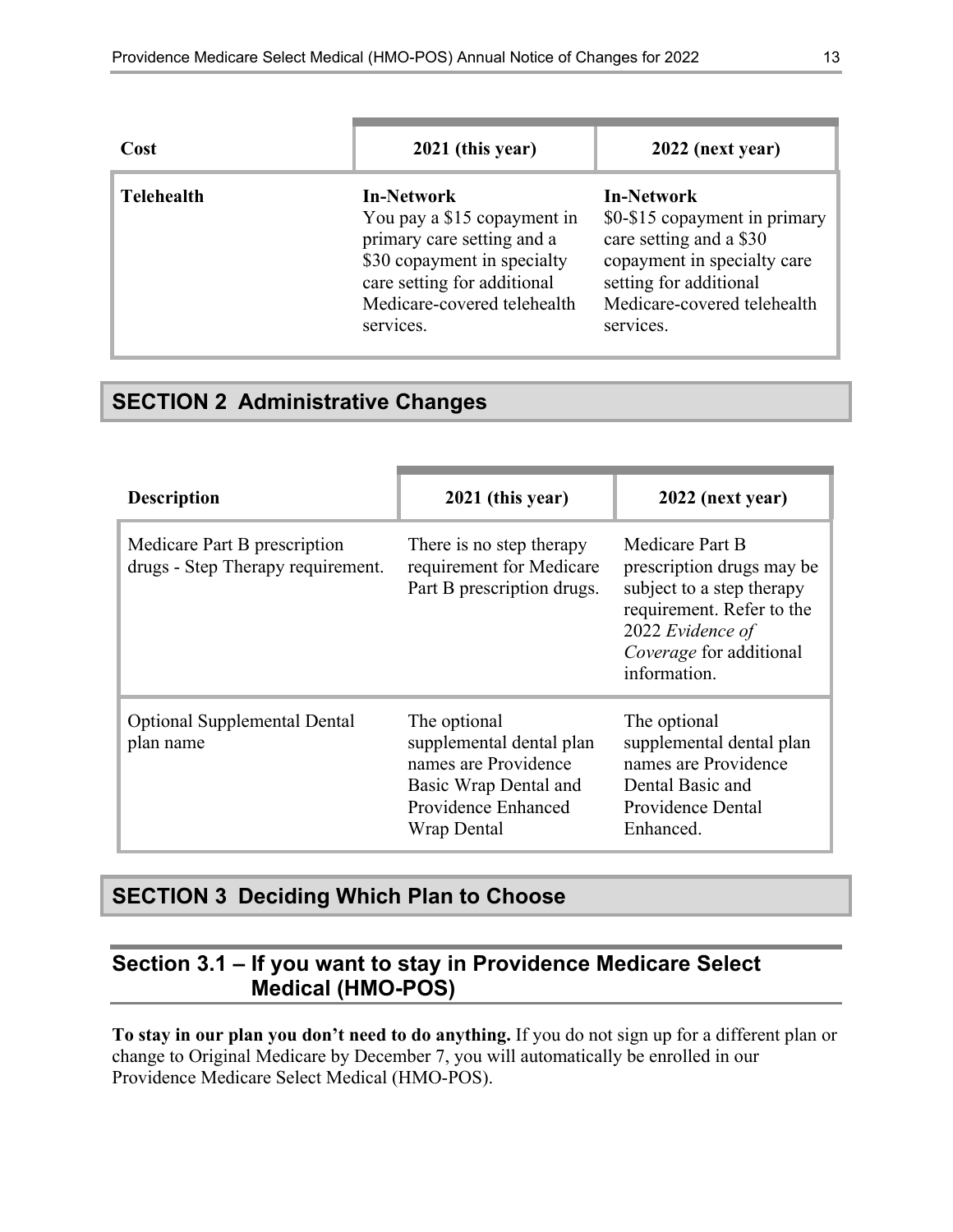| Cost | 2021 (this year) | 2022 (next year) |
| --- | --- | --- |
| **Telehealth** | **In-Network**<br>You pay a $15 copayment in primary care setting and a $30 copayment in specialty care setting for additional Medicare-covered telehealth services. | **In-Network**<br>$0-$15 copayment in primary care setting and a $30 copayment in specialty care setting for additional Medicare-covered telehealth services. |

## SECTION 2 Administrative Changes

| Description | 2021 (this year) | 2022 (next year) |
| --- | --- | --- |
| Medicare Part B prescription drugs - Step Therapy requirement. | There is no step therapy requirement for Medicare Part B prescription drugs. | Medicare Part B prescription drugs may be subject to a step therapy requirement. Refer to the 2022 *Evidence of Coverage* for additional information. |
| Optional Supplemental Dental plan name | The optional supplemental dental plan names are Providence Basic Wrap Dental and Providence Enhanced Wrap Dental | The optional supplemental dental plan names are Providence Dental Basic and Providence Dental Enhanced. |

## SECTION 3 Deciding Which Plan to Choose

### Section 3.1 – If you want to stay in Providence Medicare Select Medical (HMO-POS)

**To stay in our plan you don't need to do anything.** If you do not sign up for a different plan or change to Original Medicare by December 7, you will automatically be enrolled in our Providence Medicare Select Medical (HMO-POS).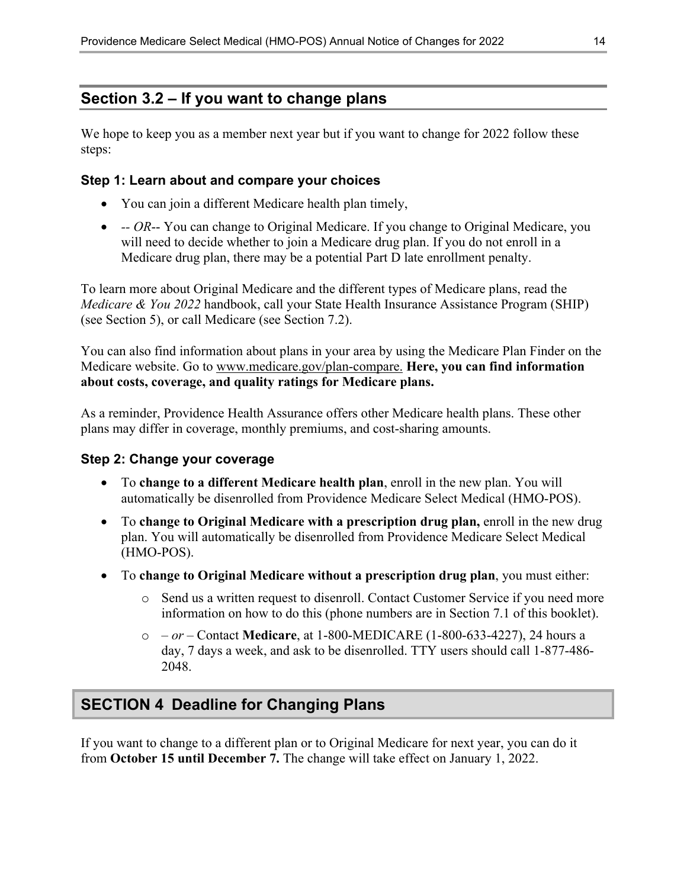## Section 3.2 – If you want to change plans

We hope to keep you as a member next year but if you want to change for 2022 follow these steps:

### Step 1: Learn about and compare your choices

- You can join a different Medicare health plan timely,
- -- *OR*-- You can change to Original Medicare. If you change to Original Medicare, you will need to decide whether to join a Medicare drug plan. If you do not enroll in a Medicare drug plan, there may be a potential Part D late enrollment penalty.

To learn more about Original Medicare and the different types of Medicare plans, read the *Medicare & You 2022* handbook, call your State Health Insurance Assistance Program (SHIP) (see Section 5), or call Medicare (see Section 7.2).

You can also find information about plans in your area by using the Medicare Plan Finder on the Medicare website. Go to www.medicare.gov/plan-compare. **Here, you can find information about costs, coverage, and quality ratings for Medicare plans.**

As a reminder, Providence Health Assurance offers other Medicare health plans. These other plans may differ in coverage, monthly premiums, and cost-sharing amounts.

### Step 2: Change your coverage

- To **change to a different Medicare health plan**, enroll in the new plan. You will automatically be disenrolled from Providence Medicare Select Medical (HMO-POS).
- To **change to Original Medicare with a prescription drug plan,** enroll in the new drug plan. You will automatically be disenrolled from Providence Medicare Select Medical (HMO-POS).
- To **change to Original Medicare without a prescription drug plan**, you must either:
    - Send us a written request to disenroll. Contact Customer Service if you need more information on how to do this (phone numbers are in Section 7.1 of this booklet).
    - – *or* – Contact **Medicare**, at 1-800-MEDICARE (1-800-633-4227), 24 hours a day, 7 days a week, and ask to be disenrolled. TTY users should call 1-877-486-2048.

## SECTION 4 Deadline for Changing Plans

If you want to change to a different plan or to Original Medicare for next year, you can do it from **October 15 until December 7.** The change will take effect on January 1, 2022.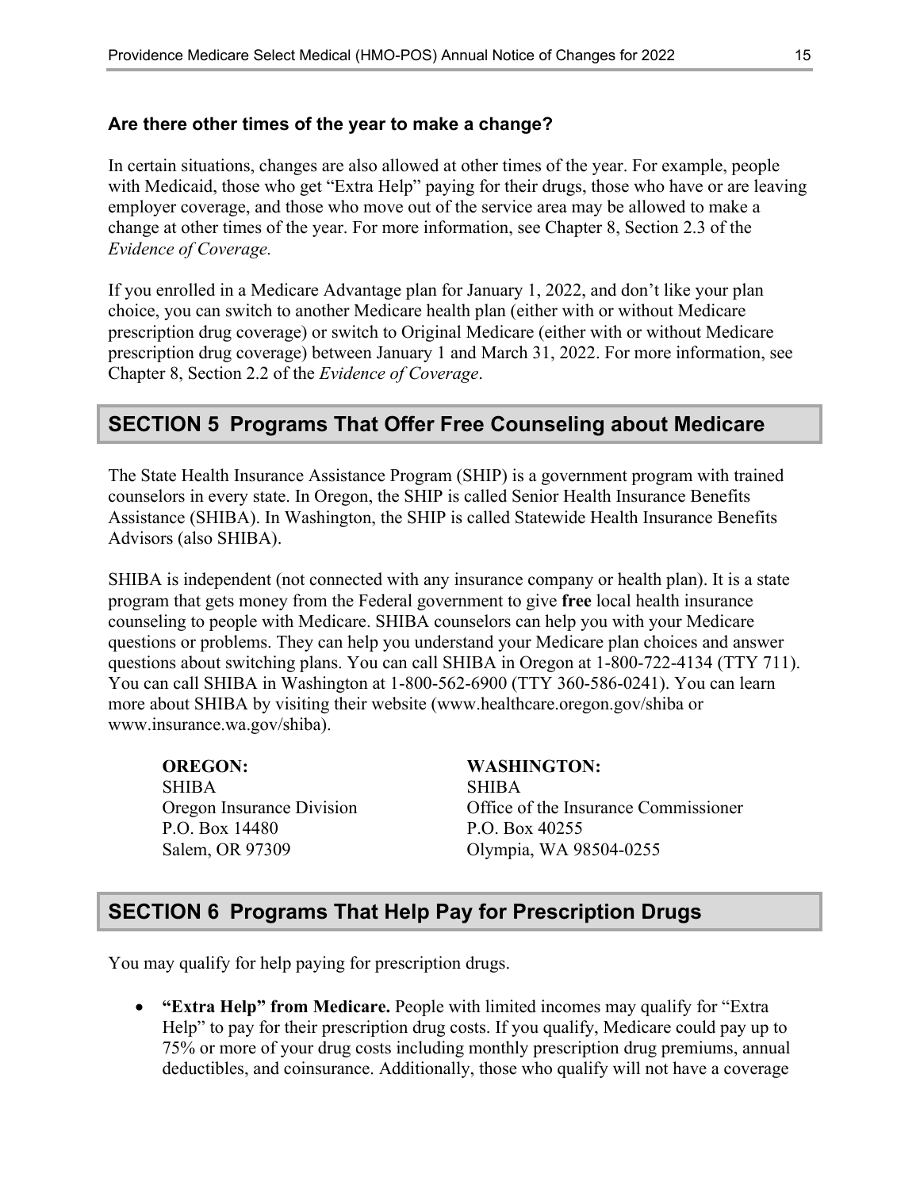### Are there other times of the year to make a change?

In certain situations, changes are also allowed at other times of the year. For example, people with Medicaid, those who get "Extra Help" paying for their drugs, those who have or are leaving employer coverage, and those who move out of the service area may be allowed to make a change at other times of the year. For more information, see Chapter 8, Section 2.3 of the *Evidence of Coverage.*

If you enrolled in a Medicare Advantage plan for January 1, 2022, and don't like your plan choice, you can switch to another Medicare health plan (either with or without Medicare prescription drug coverage) or switch to Original Medicare (either with or without Medicare prescription drug coverage) between January 1 and March 31, 2022. For more information, see Chapter 8, Section 2.2 of the *Evidence of Coverage*.

## SECTION 5 Programs That Offer Free Counseling about Medicare

The State Health Insurance Assistance Program (SHIP) is a government program with trained counselors in every state. In Oregon, the SHIP is called Senior Health Insurance Benefits Assistance (SHIBA). In Washington, the SHIP is called Statewide Health Insurance Benefits Advisors (also SHIBA).

SHIBA is independent (not connected with any insurance company or health plan). It is a state program that gets money from the Federal government to give **free** local health insurance counseling to people with Medicare. SHIBA counselors can help you with your Medicare questions or problems. They can help you understand your Medicare plan choices and answer questions about switching plans. You can call SHIBA in Oregon at 1-800-722-4134 (TTY 711). You can call SHIBA in Washington at 1-800-562-6900 (TTY 360-586-0241). You can learn more about SHIBA by visiting their website (www.healthcare.oregon.gov/shiba or www.insurance.wa.gov/shiba).

**OREGON:**
SHIBA
Oregon Insurance Division
P.O. Box 14480
Salem, OR 97309

**WASHINGTON:**
SHIBA
Office of the Insurance Commissioner
P.O. Box 40255
Olympia, WA 98504-0255

## SECTION 6 Programs That Help Pay for Prescription Drugs

You may qualify for help paying for prescription drugs.

- **"Extra Help" from Medicare.** People with limited incomes may qualify for "Extra Help" to pay for their prescription drug costs. If you qualify, Medicare could pay up to 75% or more of your drug costs including monthly prescription drug premiums, annual deductibles, and coinsurance. Additionally, those who qualify will not have a coverage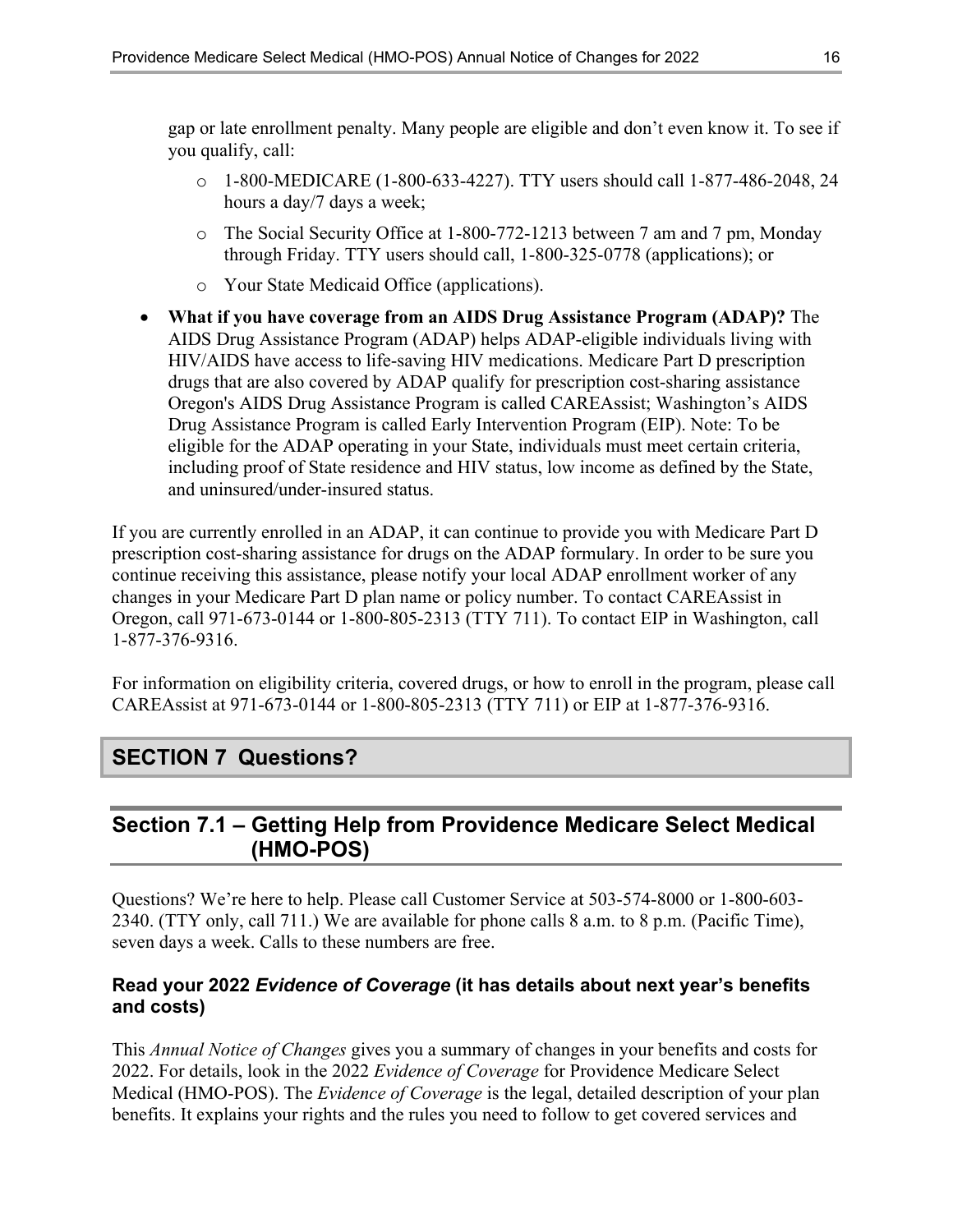gap or late enrollment penalty. Many people are eligible and don't even know it. To see if you qualify, call:

  - 1-800-MEDICARE (1-800-633-4227). TTY users should call 1-877-486-2048, 24 hours a day/7 days a week;
  - The Social Security Office at 1-800-772-1213 between 7 am and 7 pm, Monday through Friday. TTY users should call, 1-800-325-0778 (applications); or
  - Your State Medicaid Office (applications).

- **What if you have coverage from an AIDS Drug Assistance Program (ADAP)?** The AIDS Drug Assistance Program (ADAP) helps ADAP-eligible individuals living with HIV/AIDS have access to life-saving HIV medications. Medicare Part D prescription drugs that are also covered by ADAP qualify for prescription cost-sharing assistance Oregon's AIDS Drug Assistance Program is called CAREAssist; Washington's AIDS Drug Assistance Program is called Early Intervention Program (EIP). Note: To be eligible for the ADAP operating in your State, individuals must meet certain criteria, including proof of State residence and HIV status, low income as defined by the State, and uninsured/under-insured status.

If you are currently enrolled in an ADAP, it can continue to provide you with Medicare Part D prescription cost-sharing assistance for drugs on the ADAP formulary. In order to be sure you continue receiving this assistance, please notify your local ADAP enrollment worker of any changes in your Medicare Part D plan name or policy number. To contact CAREAssist in Oregon, call 971-673-0144 or 1-800-805-2313 (TTY 711). To contact EIP in Washington, call 1-877-376-9316.

For information on eligibility criteria, covered drugs, or how to enroll in the program, please call CAREAssist at 971-673-0144 or 1-800-805-2313 (TTY 711) or EIP at 1-877-376-9316.

# SECTION 7 Questions?

## Section 7.1 – Getting Help from Providence Medicare Select Medical (HMO-POS)

Questions? We're here to help. Please call Customer Service at 503-574-8000 or 1-800-603-2340. (TTY only, call 711.) We are available for phone calls 8 a.m. to 8 p.m. (Pacific Time), seven days a week. Calls to these numbers are free.

### Read your 2022 *Evidence of Coverage* (it has details about next year's benefits and costs)

This *Annual Notice of Changes* gives you a summary of changes in your benefits and costs for 2022. For details, look in the 2022 *Evidence of Coverage* for Providence Medicare Select Medical (HMO-POS). The *Evidence of Coverage* is the legal, detailed description of your plan benefits. It explains your rights and the rules you need to follow to get covered services and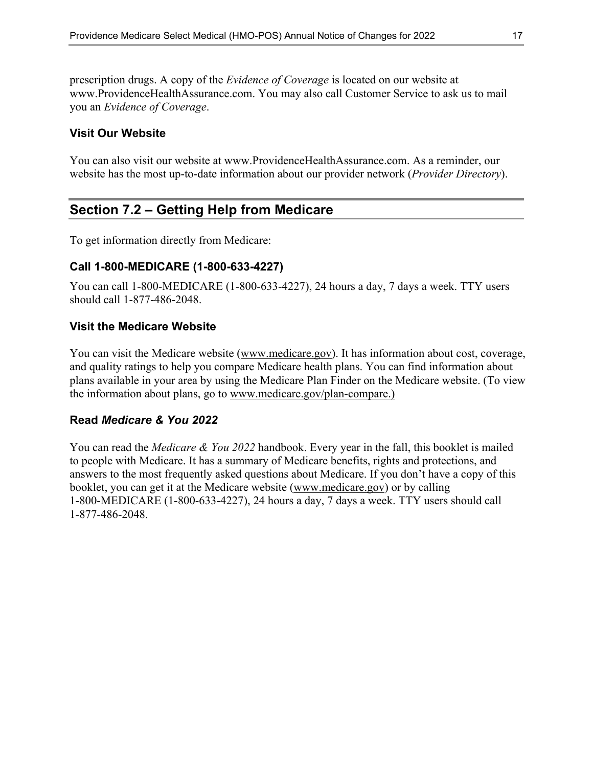prescription drugs. A copy of the *Evidence of Coverage* is located on our website at www.ProvidenceHealthAssurance.com. You may also call Customer Service to ask us to mail you an *Evidence of Coverage*.

### Visit Our Website

You can also visit our website at www.ProvidenceHealthAssurance.com. As a reminder, our website has the most up-to-date information about our provider network (*Provider Directory*).

## Section 7.2 – Getting Help from Medicare

To get information directly from Medicare:

### Call 1-800-MEDICARE (1-800-633-4227)

You can call 1-800-MEDICARE (1-800-633-4227), 24 hours a day, 7 days a week. TTY users should call 1-877-486-2048.

### Visit the Medicare Website

You can visit the Medicare website (www.medicare.gov). It has information about cost, coverage, and quality ratings to help you compare Medicare health plans. You can find information about plans available in your area by using the Medicare Plan Finder on the Medicare website. (To view the information about plans, go to www.medicare.gov/plan-compare.)

### Read *Medicare & You 2022*

You can read the *Medicare & You 2022* handbook. Every year in the fall, this booklet is mailed to people with Medicare. It has a summary of Medicare benefits, rights and protections, and answers to the most frequently asked questions about Medicare. If you don't have a copy of this booklet, you can get it at the Medicare website (www.medicare.gov) or by calling 1-800-MEDICARE (1-800-633-4227), 24 hours a day, 7 days a week. TTY users should call 1-877-486-2048.